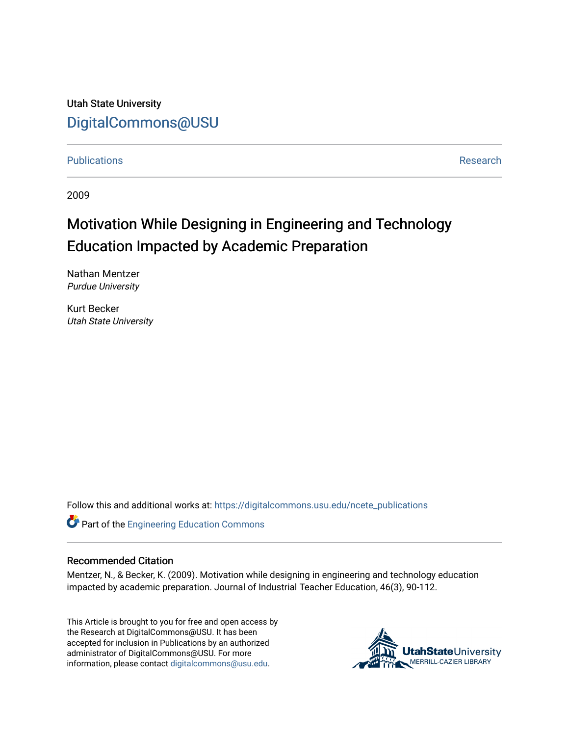Utah State University

DigitalCommons@USU

Publications | Research

2009

# Motivation While Designing in Engineering and Technology Education Impacted by Academic Preparation

Nathan Mentzer
*Purdue University*

Kurt Becker
*Utah State University*

Follow this and additional works at: https://digitalcommons.usu.edu/ncete_publications

Part of the Engineering Education Commons

## Recommended Citation

Mentzer, N., & Becker, K. (2009). Motivation while designing in engineering and technology education impacted by academic preparation. Journal of Industrial Teacher Education, 46(3), 90-112.

This Article is brought to you for free and open access by the Research at DigitalCommons@USU. It has been accepted for inclusion in Publications by an authorized administrator of DigitalCommons@USU. For more information, please contact digitalcommons@usu.edu.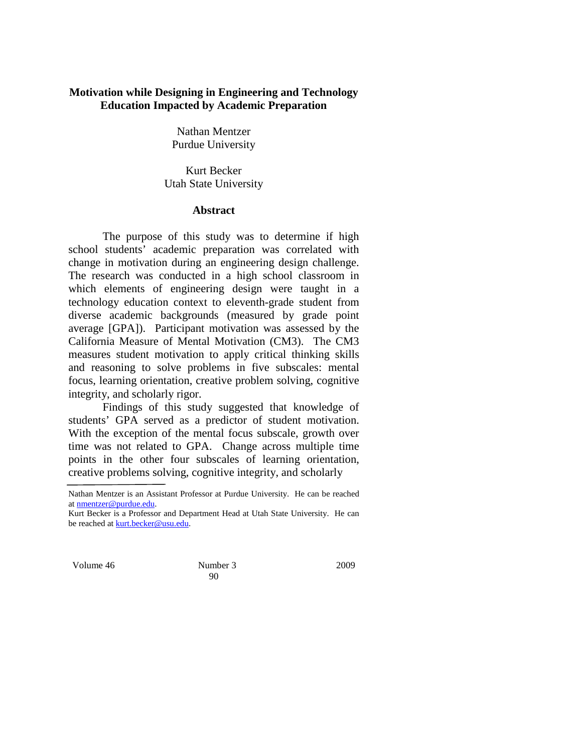# Motivation while Designing in Engineering and Technology Education Impacted by Academic Preparation

Nathan Mentzer
Purdue University

Kurt Becker
Utah State University

## Abstract

The purpose of this study was to determine if high school students' academic preparation was correlated with change in motivation during an engineering design challenge. The research was conducted in a high school classroom in which elements of engineering design were taught in a technology education context to eleventh-grade student from diverse academic backgrounds (measured by grade point average [GPA]). Participant motivation was assessed by the California Measure of Mental Motivation (CM3). The CM3 measures student motivation to apply critical thinking skills and reasoning to solve problems in five subscales: mental focus, learning orientation, creative problem solving, cognitive integrity, and scholarly rigor.

Findings of this study suggested that knowledge of students' GPA served as a predictor of student motivation. With the exception of the mental focus subscale, growth over time was not related to GPA. Change across multiple time points in the other four subscales of learning orientation, creative problems solving, cognitive integrity, and scholarly

---

Nathan Mentzer is an Assistant Professor at Purdue University. He can be reached at nmentzer@purdue.edu.

Kurt Becker is a Professor and Department Head at Utah State University. He can be reached at kurt.becker@usu.edu.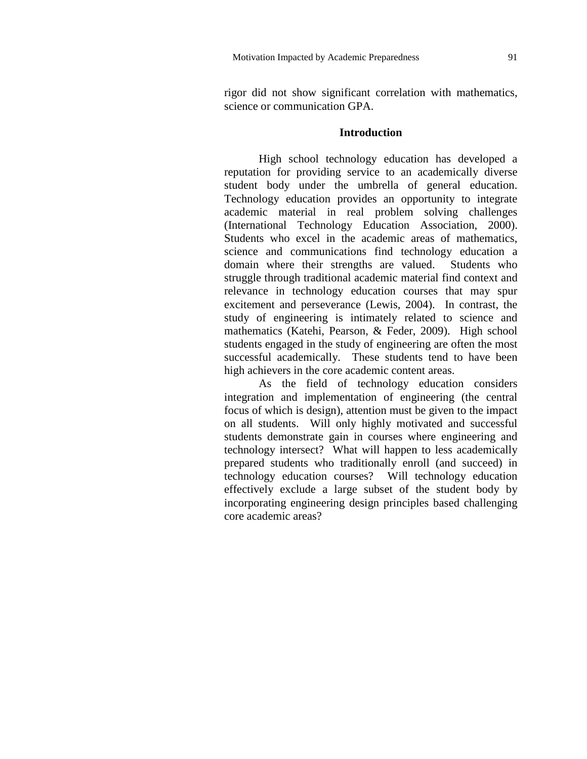rigor did not show significant correlation with mathematics, science or communication GPA.

## Introduction

High school technology education has developed a reputation for providing service to an academically diverse student body under the umbrella of general education. Technology education provides an opportunity to integrate academic material in real problem solving challenges (International Technology Education Association, 2000). Students who excel in the academic areas of mathematics, science and communications find technology education a domain where their strengths are valued. Students who struggle through traditional academic material find context and relevance in technology education courses that may spur excitement and perseverance (Lewis, 2004). In contrast, the study of engineering is intimately related to science and mathematics (Katehi, Pearson, & Feder, 2009). High school students engaged in the study of engineering are often the most successful academically. These students tend to have been high achievers in the core academic content areas.

As the field of technology education considers integration and implementation of engineering (the central focus of which is design), attention must be given to the impact on all students. Will only highly motivated and successful students demonstrate gain in courses where engineering and technology intersect? What will happen to less academically prepared students who traditionally enroll (and succeed) in technology education courses? Will technology education effectively exclude a large subset of the student body by incorporating engineering design principles based challenging core academic areas?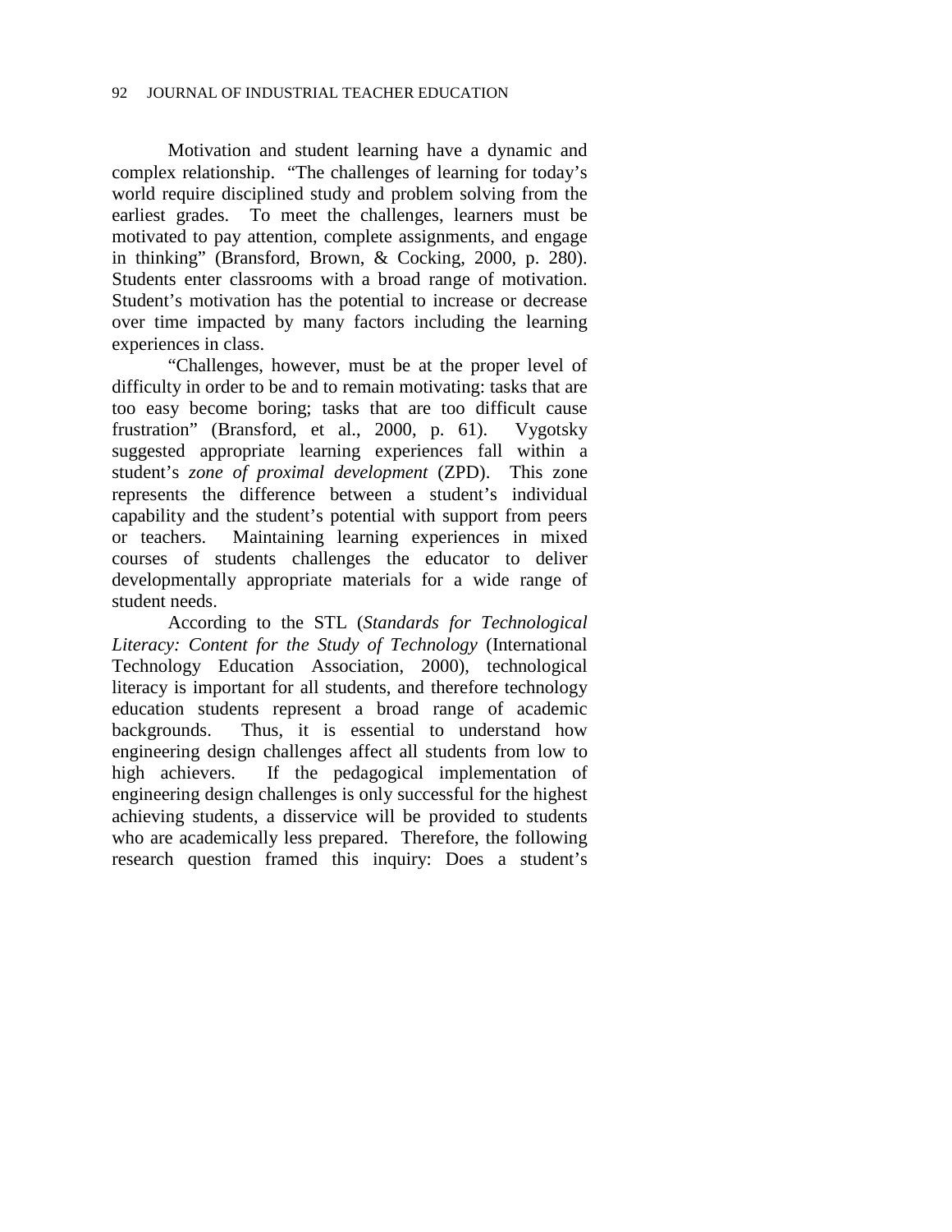Motivation and student learning have a dynamic and complex relationship. "The challenges of learning for today's world require disciplined study and problem solving from the earliest grades. To meet the challenges, learners must be motivated to pay attention, complete assignments, and engage in thinking" (Bransford, Brown, & Cocking, 2000, p. 280). Students enter classrooms with a broad range of motivation. Student's motivation has the potential to increase or decrease over time impacted by many factors including the learning experiences in class.

"Challenges, however, must be at the proper level of difficulty in order to be and to remain motivating: tasks that are too easy become boring; tasks that are too difficult cause frustration" (Bransford, et al., 2000, p. 61). Vygotsky suggested appropriate learning experiences fall within a student's *zone of proximal development* (ZPD). This zone represents the difference between a student's individual capability and the student's potential with support from peers or teachers. Maintaining learning experiences in mixed courses of students challenges the educator to deliver developmentally appropriate materials for a wide range of student needs.

According to the STL (*Standards for Technological Literacy: Content for the Study of Technology* (International Technology Education Association, 2000), technological literacy is important for all students, and therefore technology education students represent a broad range of academic backgrounds. Thus, it is essential to understand how engineering design challenges affect all students from low to high achievers. If the pedagogical implementation of engineering design challenges is only successful for the highest achieving students, a disservice will be provided to students who are academically less prepared. Therefore, the following research question framed this inquiry: Does a student's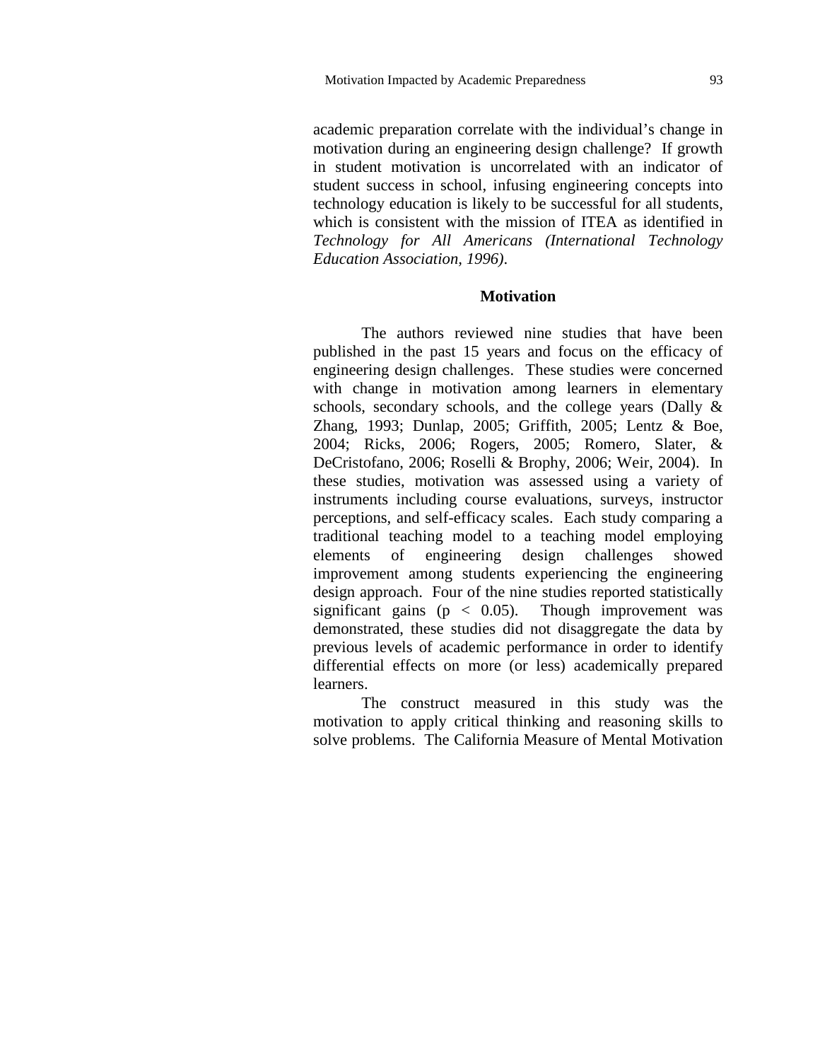academic preparation correlate with the individual's change in motivation during an engineering design challenge? If growth in student motivation is uncorrelated with an indicator of student success in school, infusing engineering concepts into technology education is likely to be successful for all students, which is consistent with the mission of ITEA as identified in *Technology for All Americans (International Technology Education Association, 1996)*.

## Motivation

The authors reviewed nine studies that have been published in the past 15 years and focus on the efficacy of engineering design challenges. These studies were concerned with change in motivation among learners in elementary schools, secondary schools, and the college years (Dally & Zhang, 1993; Dunlap, 2005; Griffith, 2005; Lentz & Boe, 2004; Ricks, 2006; Rogers, 2005; Romero, Slater, & DeCristofano, 2006; Roselli & Brophy, 2006; Weir, 2004). In these studies, motivation was assessed using a variety of instruments including course evaluations, surveys, instructor perceptions, and self-efficacy scales. Each study comparing a traditional teaching model to a teaching model employing elements of engineering design challenges showed improvement among students experiencing the engineering design approach. Four of the nine studies reported statistically significant gains ($p < 0.05$). Though improvement was demonstrated, these studies did not disaggregate the data by previous levels of academic performance in order to identify differential effects on more (or less) academically prepared learners.

The construct measured in this study was the motivation to apply critical thinking and reasoning skills to solve problems. The California Measure of Mental Motivation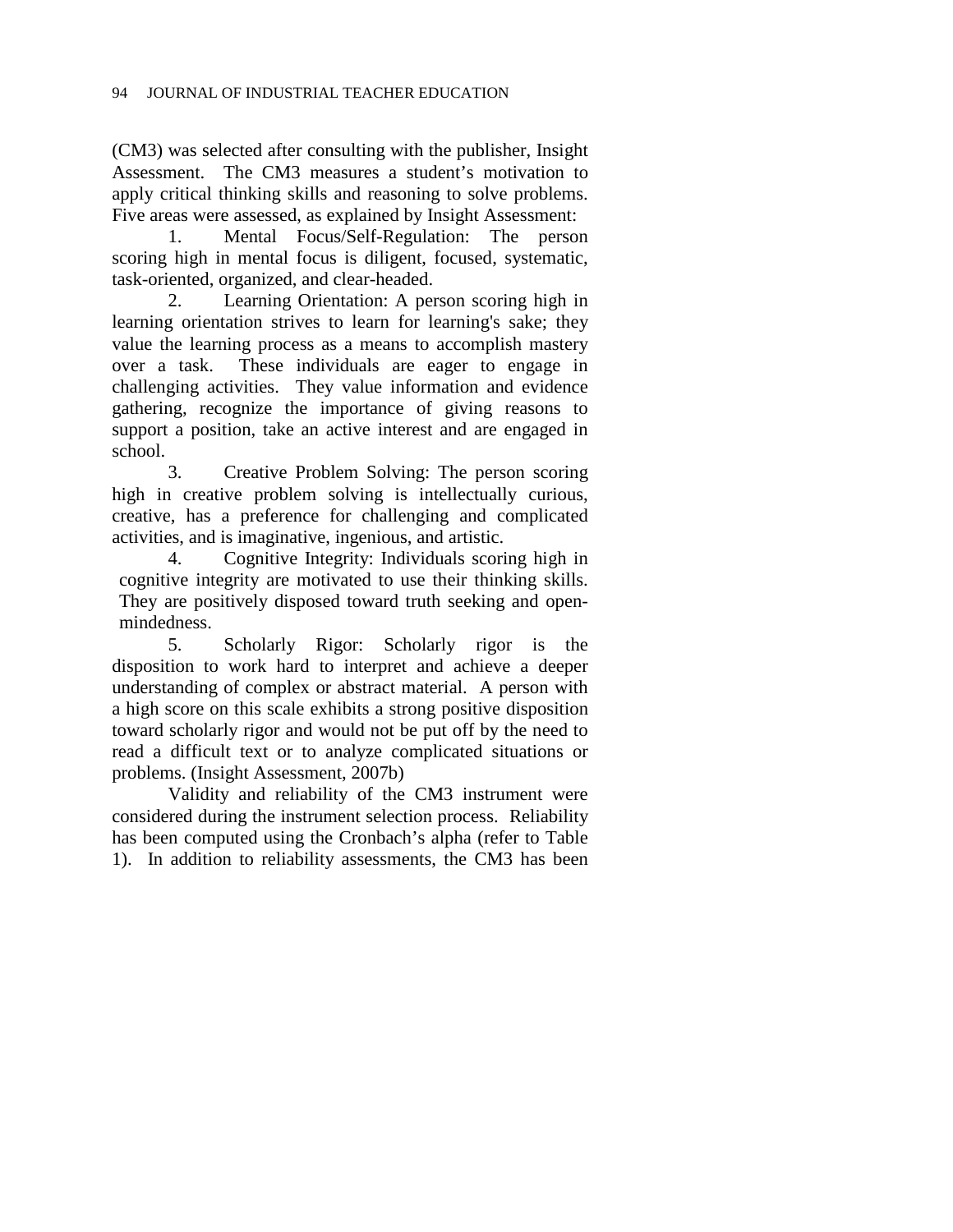(CM3) was selected after consulting with the publisher, Insight Assessment. The CM3 measures a student's motivation to apply critical thinking skills and reasoning to solve problems. Five areas were assessed, as explained by Insight Assessment:

1. Mental Focus/Self-Regulation: The person scoring high in mental focus is diligent, focused, systematic, task-oriented, organized, and clear-headed.
2. Learning Orientation: A person scoring high in learning orientation strives to learn for learning's sake; they value the learning process as a means to accomplish mastery over a task. These individuals are eager to engage in challenging activities. They value information and evidence gathering, recognize the importance of giving reasons to support a position, take an active interest and are engaged in school.
3. Creative Problem Solving: The person scoring high in creative problem solving is intellectually curious, creative, has a preference for challenging and complicated activities, and is imaginative, ingenious, and artistic.
4. Cognitive Integrity: Individuals scoring high in cognitive integrity are motivated to use their thinking skills. They are positively disposed toward truth seeking and open-mindedness.
5. Scholarly Rigor: Scholarly rigor is the disposition to work hard to interpret and achieve a deeper understanding of complex or abstract material. A person with a high score on this scale exhibits a strong positive disposition toward scholarly rigor and would not be put off by the need to read a difficult text or to analyze complicated situations or problems. (Insight Assessment, 2007b)

Validity and reliability of the CM3 instrument were considered during the instrument selection process. Reliability has been computed using the Cronbach's alpha (refer to Table 1). In addition to reliability assessments, the CM3 has been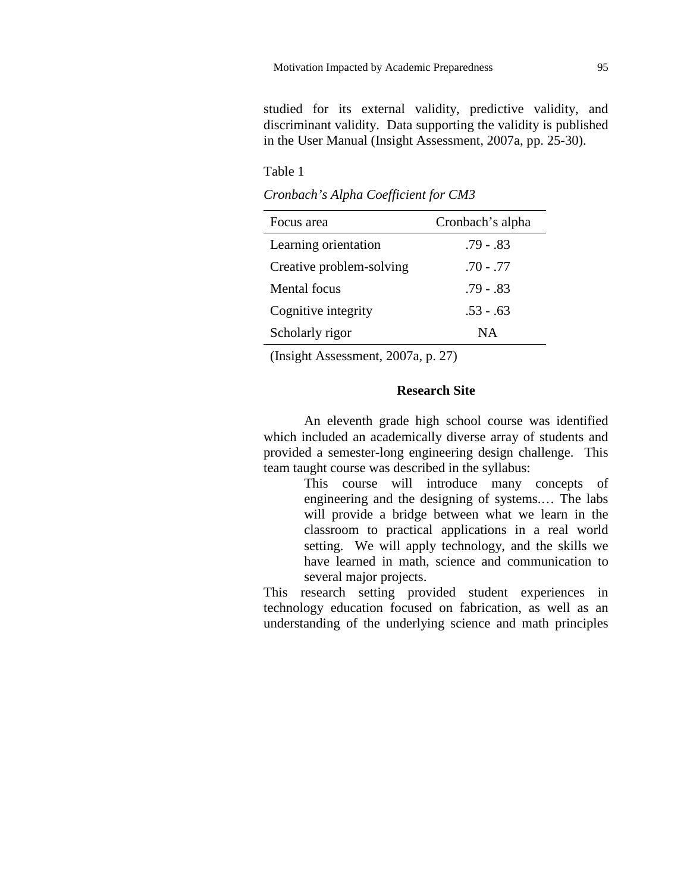studied for its external validity, predictive validity, and discriminant validity. Data supporting the validity is published in the User Manual (Insight Assessment, 2007a, pp. 25-30).

Table 1

*Cronbach's Alpha Coefficient for CM3*

| Focus area | Cronbach's alpha |
|---|---|
| Learning orientation | .79 - .83 |
| Creative problem-solving | .70 - .77 |
| Mental focus | .79 - .83 |
| Cognitive integrity | .53 - .63 |
| Scholarly rigor | NA |

(Insight Assessment, 2007a, p. 27)

## Research Site

An eleventh grade high school course was identified which included an academically diverse array of students and provided a semester-long engineering design challenge. This team taught course was described in the syllabus:

> This course will introduce many concepts of engineering and the designing of systems.… The labs will provide a bridge between what we learn in the classroom to practical applications in a real world setting. We will apply technology, and the skills we have learned in math, science and communication to several major projects.

This research setting provided student experiences in technology education focused on fabrication, as well as an understanding of the underlying science and math principles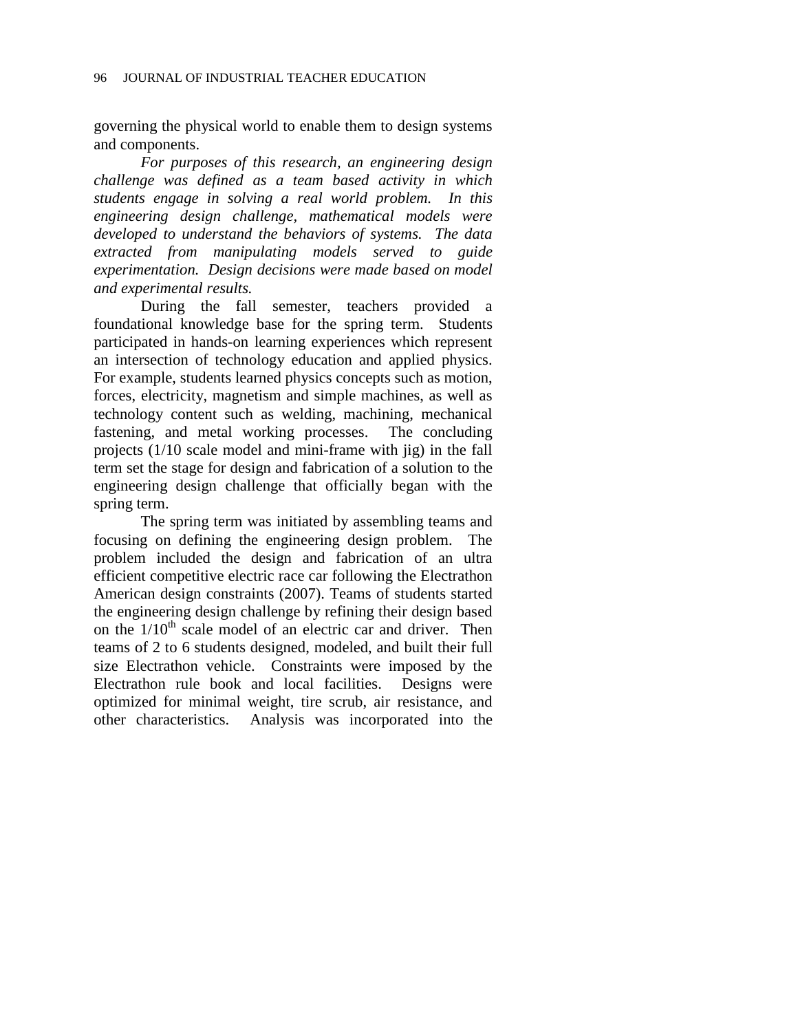governing the physical world to enable them to design systems and components.

*For purposes of this research, an engineering design challenge was defined as a team based activity in which students engage in solving a real world problem. In this engineering design challenge, mathematical models were developed to understand the behaviors of systems. The data extracted from manipulating models served to guide experimentation. Design decisions were made based on model and experimental results.*

During the fall semester, teachers provided a foundational knowledge base for the spring term. Students participated in hands-on learning experiences which represent an intersection of technology education and applied physics. For example, students learned physics concepts such as motion, forces, electricity, magnetism and simple machines, as well as technology content such as welding, machining, mechanical fastening, and metal working processes. The concluding projects (1/10 scale model and mini-frame with jig) in the fall term set the stage for design and fabrication of a solution to the engineering design challenge that officially began with the spring term.

The spring term was initiated by assembling teams and focusing on defining the engineering design problem. The problem included the design and fabrication of an ultra efficient competitive electric race car following the Electrathon American design constraints (2007). Teams of students started the engineering design challenge by refining their design based on the $1/10^{th}$ scale model of an electric car and driver. Then teams of 2 to 6 students designed, modeled, and built their full size Electrathon vehicle. Constraints were imposed by the Electrathon rule book and local facilities. Designs were optimized for minimal weight, tire scrub, air resistance, and other characteristics. Analysis was incorporated into the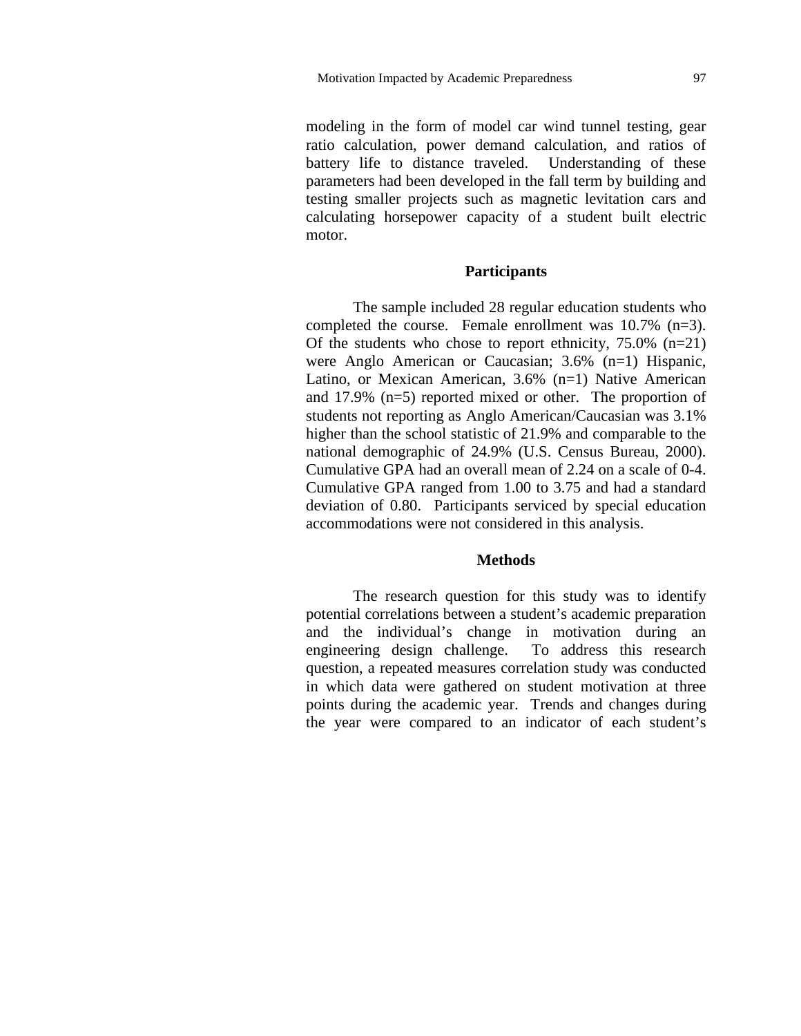modeling in the form of model car wind tunnel testing, gear ratio calculation, power demand calculation, and ratios of battery life to distance traveled. Understanding of these parameters had been developed in the fall term by building and testing smaller projects such as magnetic levitation cars and calculating horsepower capacity of a student built electric motor.

## Participants

The sample included 28 regular education students who completed the course. Female enrollment was 10.7% (n=3). Of the students who chose to report ethnicity, 75.0% (n=21) were Anglo American or Caucasian; 3.6% (n=1) Hispanic, Latino, or Mexican American, 3.6% (n=1) Native American and 17.9% (n=5) reported mixed or other. The proportion of students not reporting as Anglo American/Caucasian was 3.1% higher than the school statistic of 21.9% and comparable to the national demographic of 24.9% (U.S. Census Bureau, 2000). Cumulative GPA had an overall mean of 2.24 on a scale of 0-4. Cumulative GPA ranged from 1.00 to 3.75 and had a standard deviation of 0.80. Participants serviced by special education accommodations were not considered in this analysis.

## Methods

The research question for this study was to identify potential correlations between a student's academic preparation and the individual's change in motivation during an engineering design challenge. To address this research question, a repeated measures correlation study was conducted in which data were gathered on student motivation at three points during the academic year. Trends and changes during the year were compared to an indicator of each student's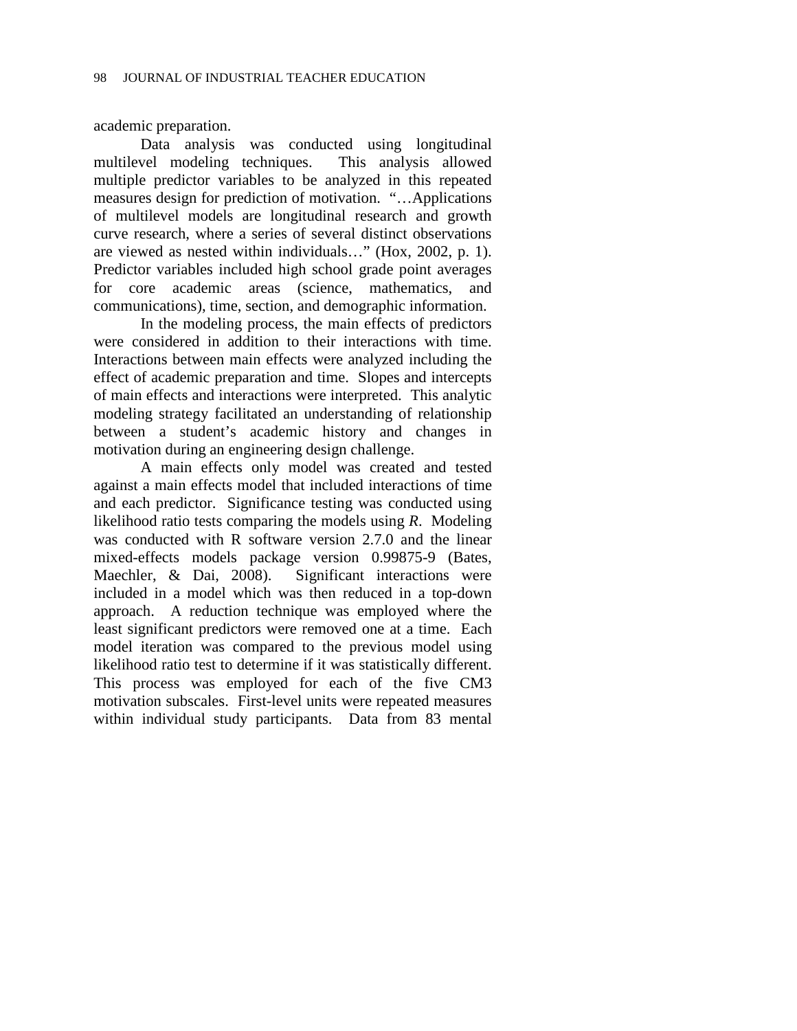academic preparation.

Data analysis was conducted using longitudinal multilevel modeling techniques. This analysis allowed multiple predictor variables to be analyzed in this repeated measures design for prediction of motivation. "…Applications of multilevel models are longitudinal research and growth curve research, where a series of several distinct observations are viewed as nested within individuals…" (Hox, 2002, p. 1). Predictor variables included high school grade point averages for core academic areas (science, mathematics, and communications), time, section, and demographic information.

In the modeling process, the main effects of predictors were considered in addition to their interactions with time. Interactions between main effects were analyzed including the effect of academic preparation and time. Slopes and intercepts of main effects and interactions were interpreted. This analytic modeling strategy facilitated an understanding of relationship between a student's academic history and changes in motivation during an engineering design challenge.

A main effects only model was created and tested against a main effects model that included interactions of time and each predictor. Significance testing was conducted using likelihood ratio tests comparing the models using *R*. Modeling was conducted with R software version 2.7.0 and the linear mixed-effects models package version 0.99875-9 (Bates, Maechler, & Dai, 2008). Significant interactions were included in a model which was then reduced in a top-down approach. A reduction technique was employed where the least significant predictors were removed one at a time. Each model iteration was compared to the previous model using likelihood ratio test to determine if it was statistically different. This process was employed for each of the five CM3 motivation subscales. First-level units were repeated measures within individual study participants. Data from 83 mental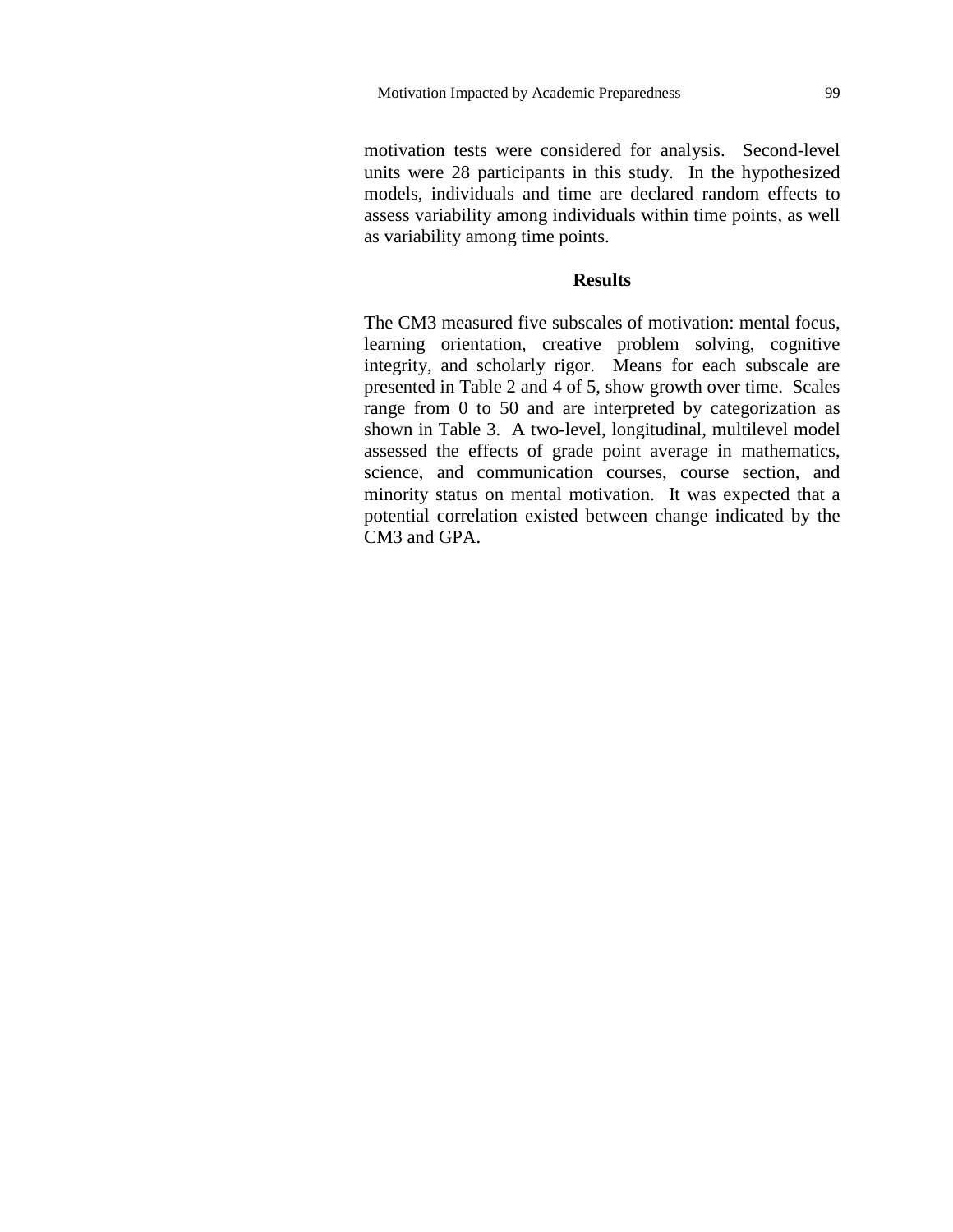motivation tests were considered for analysis. Second-level units were 28 participants in this study. In the hypothesized models, individuals and time are declared random effects to assess variability among individuals within time points, as well as variability among time points.

## Results

The CM3 measured five subscales of motivation: mental focus, learning orientation, creative problem solving, cognitive integrity, and scholarly rigor. Means for each subscale are presented in Table 2 and 4 of 5, show growth over time. Scales range from 0 to 50 and are interpreted by categorization as shown in Table 3. A two-level, longitudinal, multilevel model assessed the effects of grade point average in mathematics, science, and communication courses, course section, and minority status on mental motivation. It was expected that a potential correlation existed between change indicated by the CM3 and GPA.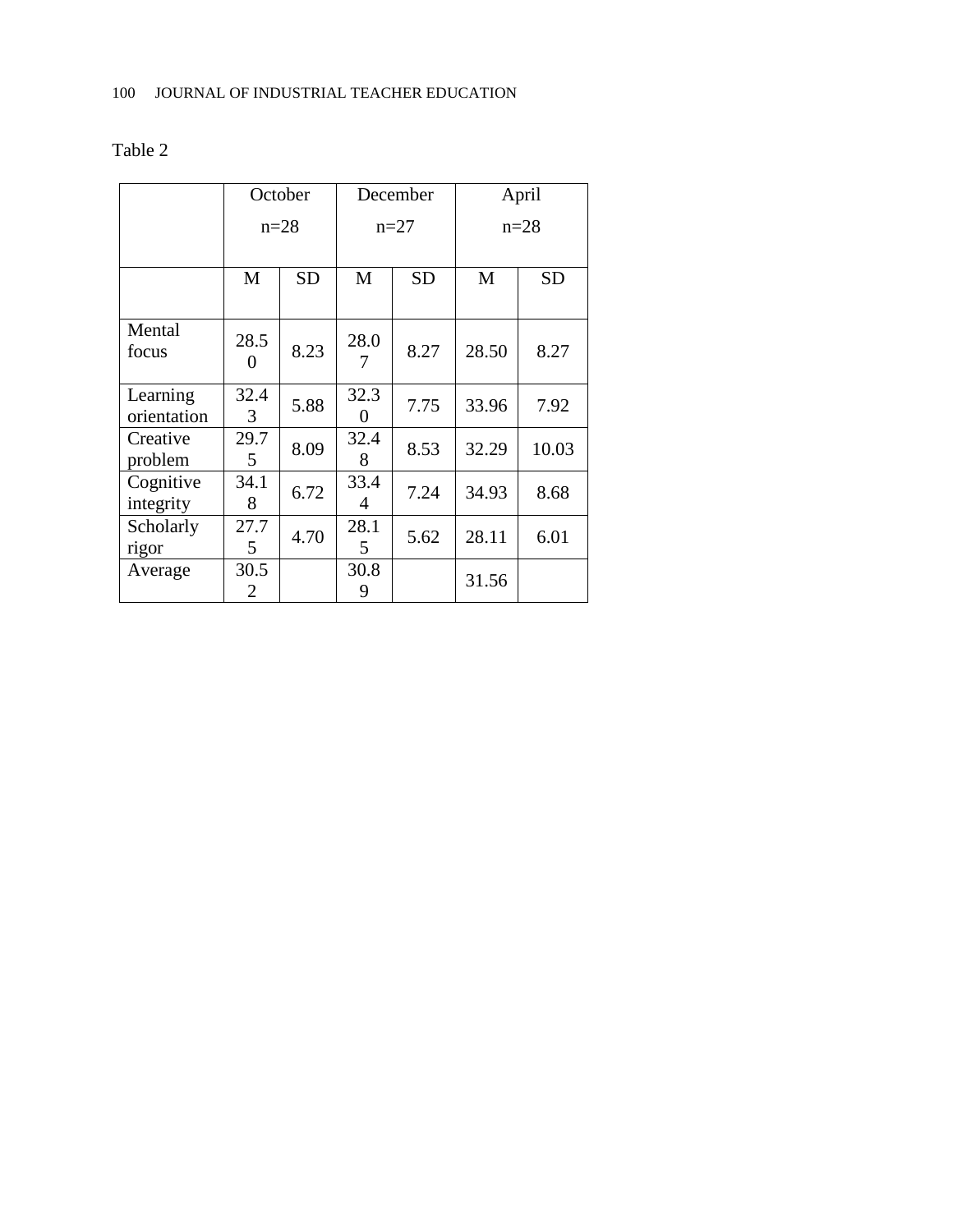Table 2

| | October n=28 | | December n=27 | | April n=28 | |
|---|---|---|---|---|---|---|
| | M | SD | M | SD | M | SD |
| Mental focus | 28.50 | 8.23 | 28.07 | 8.27 | 28.50 | 8.27 |
| Learning orientation | 32.43 | 5.88 | 32.30 | 7.75 | 33.96 | 7.92 |
| Creative problem | 29.75 | 8.09 | 32.48 | 8.53 | 32.29 | 10.03 |
| Cognitive integrity | 34.18 | 6.72 | 33.44 | 7.24 | 34.93 | 8.68 |
| Scholarly rigor | 27.75 | 4.70 | 28.15 | 5.62 | 28.11 | 6.01 |
| Average | 30.52 | | 30.89 | | 31.56 | |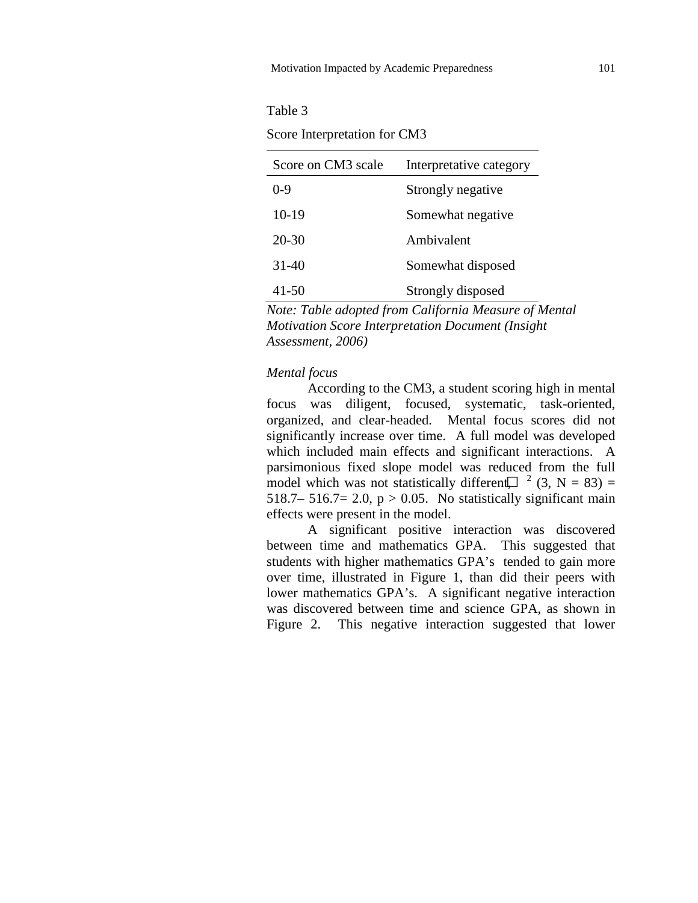Table 3

Score Interpretation for CM3

| Score on CM3 scale | Interpretative category |
|---|---|
| 0-9 | Strongly negative |
| 10-19 | Somewhat negative |
| 20-30 | Ambivalent |
| 31-40 | Somewhat disposed |
| 41-50 | Strongly disposed |

*Note: Table adopted from California Measure of Mental Motivation Score Interpretation Document (Insight Assessment, 2006)*

*Mental focus*

According to the CM3, a student scoring high in mental focus was diligent, focused, systematic, task-oriented, organized, and clear-headed. Mental focus scores did not significantly increase over time. A full model was developed which included main effects and significant interactions. A parsimonious fixed slope model was reduced from the full model which was not statistically different, $\chi^2$ (3, N = 83) = 518.7– 516.7= 2.0, $p > 0.05$. No statistically significant main effects were present in the model.

A significant positive interaction was discovered between time and mathematics GPA. This suggested that students with higher mathematics GPA's tended to gain more over time, illustrated in Figure 1, than did their peers with lower mathematics GPA's. A significant negative interaction was discovered between time and science GPA, as shown in Figure 2. This negative interaction suggested that lower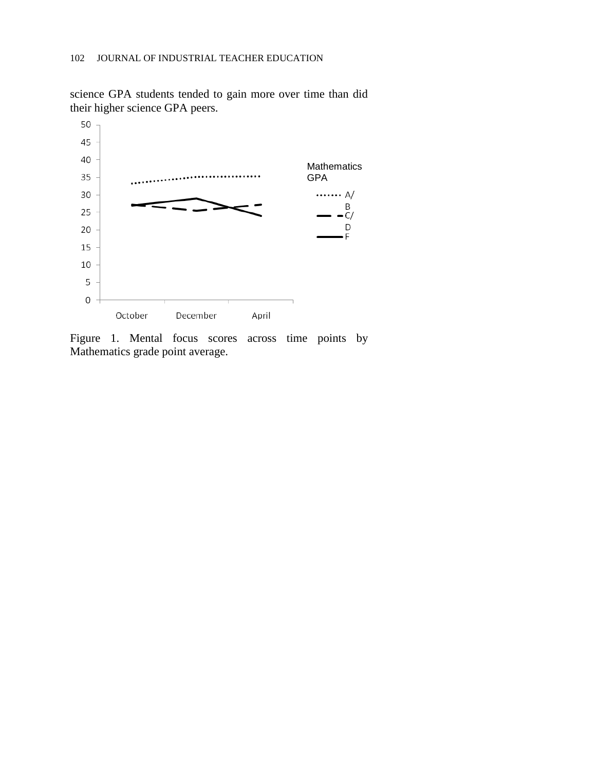science GPA students tended to gain more over time than did their higher science GPA peers.

Figure 1. Mental focus scores across time points by Mathematics grade point average.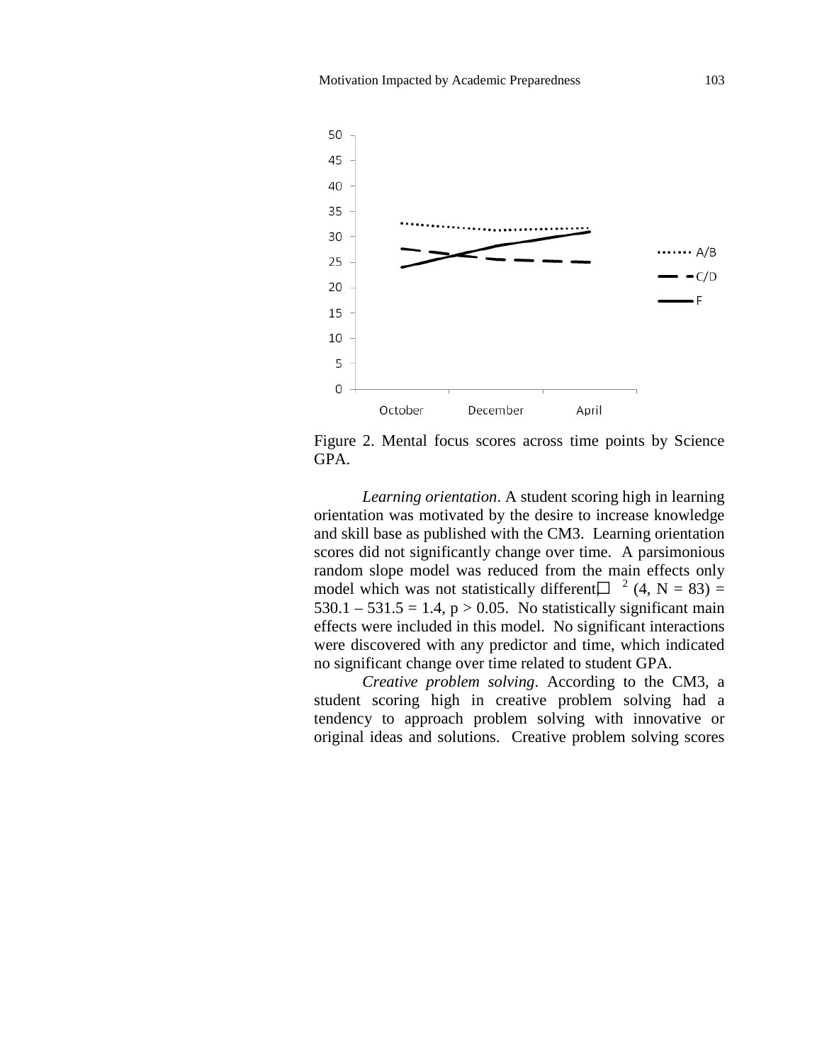Figure 2. Mental focus scores across time points by Science GPA.

*Learning orientation*. A student scoring high in learning orientation was motivated by the desire to increase knowledge and skill base as published with the CM3. Learning orientation scores did not significantly change over time. A parsimonious random slope model was reduced from the main effects only model which was not statistically different, $\chi^2$ (4, N = 83) = 530.1 – 531.5 = 1.4, p > 0.05. No statistically significant main effects were included in this model. No significant interactions were discovered with any predictor and time, which indicated no significant change over time related to student GPA.

*Creative problem solving*. According to the CM3, a student scoring high in creative problem solving had a tendency to approach problem solving with innovative or original ideas and solutions. Creative problem solving scores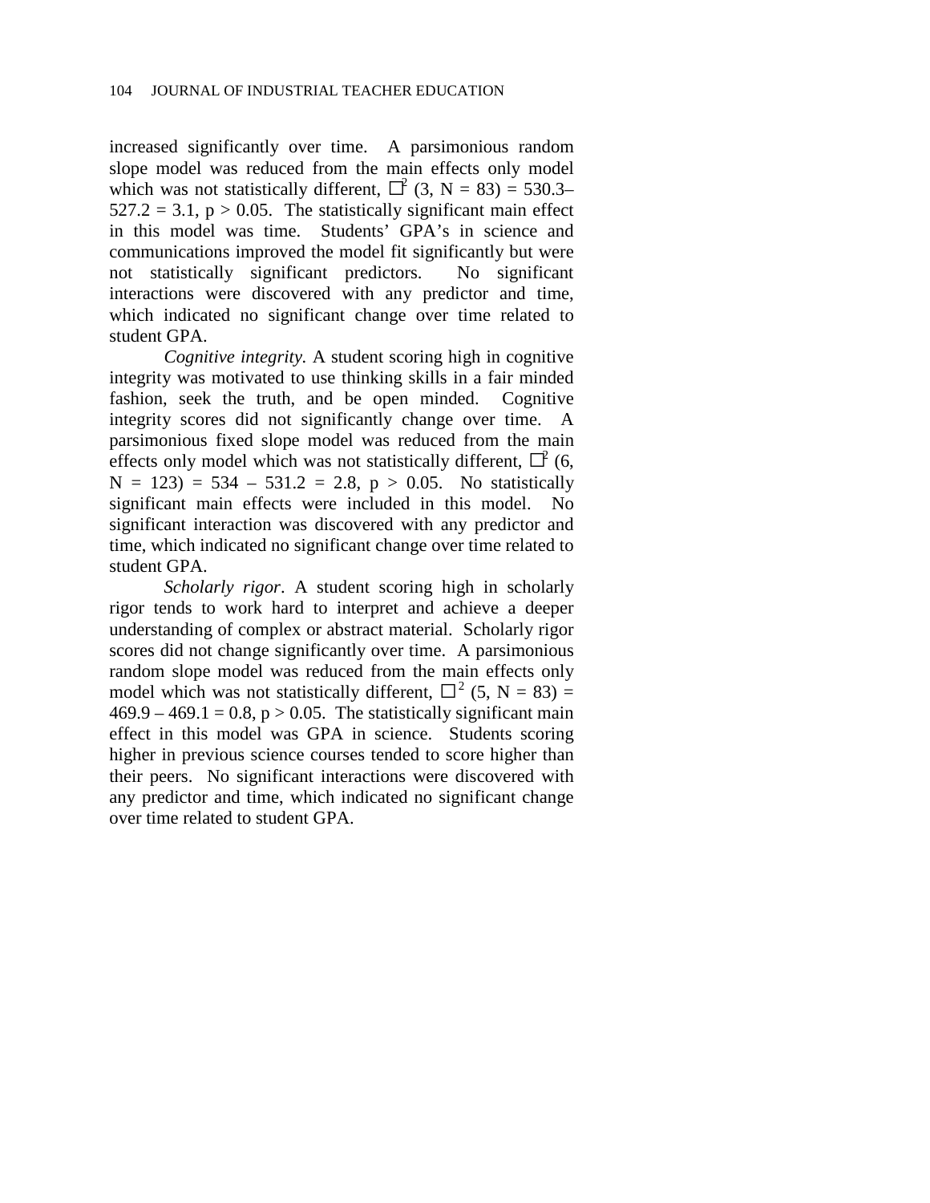increased significantly over time. A parsimonious random slope model was reduced from the main effects only model which was not statistically different, $\chi^2$ (3, N = 83) = 530.3– 527.2 = 3.1, $p > 0.05$. The statistically significant main effect in this model was time. Students' GPA's in science and communications improved the model fit significantly but were not statistically significant predictors. No significant interactions were discovered with any predictor and time, which indicated no significant change over time related to student GPA.

*Cognitive integrity.* A student scoring high in cognitive integrity was motivated to use thinking skills in a fair minded fashion, seek the truth, and be open minded. Cognitive integrity scores did not significantly change over time. A parsimonious fixed slope model was reduced from the main effects only model which was not statistically different, $\chi^2$ (6, N = 123) = 534 – 531.2 = 2.8, $p > 0.05$. No statistically significant main effects were included in this model. No significant interaction was discovered with any predictor and time, which indicated no significant change over time related to student GPA.

*Scholarly rigor*. A student scoring high in scholarly rigor tends to work hard to interpret and achieve a deeper understanding of complex or abstract material. Scholarly rigor scores did not change significantly over time. A parsimonious random slope model was reduced from the main effects only model which was not statistically different, $\chi^2$ (5, N = 83) = 469.9 – 469.1 = 0.8, $p > 0.05$. The statistically significant main effect in this model was GPA in science. Students scoring higher in previous science courses tended to score higher than their peers. No significant interactions were discovered with any predictor and time, which indicated no significant change over time related to student GPA.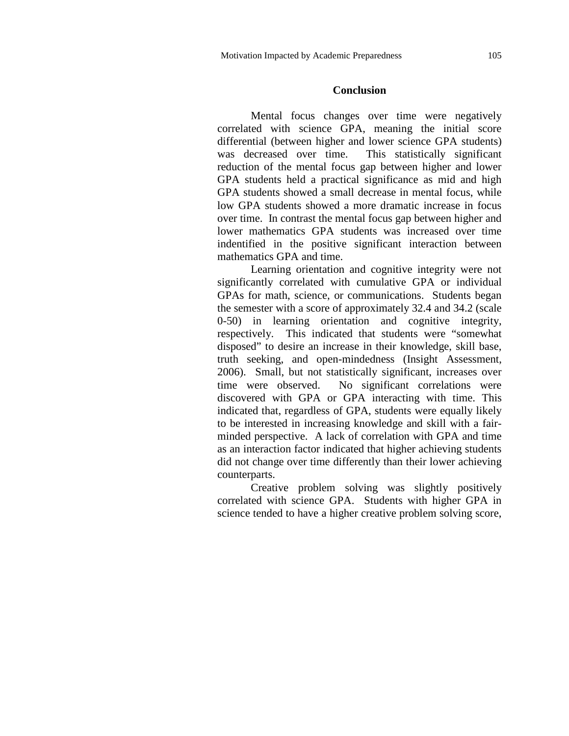## Conclusion

Mental focus changes over time were negatively correlated with science GPA, meaning the initial score differential (between higher and lower science GPA students) was decreased over time. This statistically significant reduction of the mental focus gap between higher and lower GPA students held a practical significance as mid and high GPA students showed a small decrease in mental focus, while low GPA students showed a more dramatic increase in focus over time. In contrast the mental focus gap between higher and lower mathematics GPA students was increased over time indentified in the positive significant interaction between mathematics GPA and time.

Learning orientation and cognitive integrity were not significantly correlated with cumulative GPA or individual GPAs for math, science, or communications. Students began the semester with a score of approximately 32.4 and 34.2 (scale 0-50) in learning orientation and cognitive integrity, respectively. This indicated that students were "somewhat disposed" to desire an increase in their knowledge, skill base, truth seeking, and open-mindedness (Insight Assessment, 2006). Small, but not statistically significant, increases over time were observed. No significant correlations were discovered with GPA or GPA interacting with time. This indicated that, regardless of GPA, students were equally likely to be interested in increasing knowledge and skill with a fair-minded perspective. A lack of correlation with GPA and time as an interaction factor indicated that higher achieving students did not change over time differently than their lower achieving counterparts.

Creative problem solving was slightly positively correlated with science GPA. Students with higher GPA in science tended to have a higher creative problem solving score,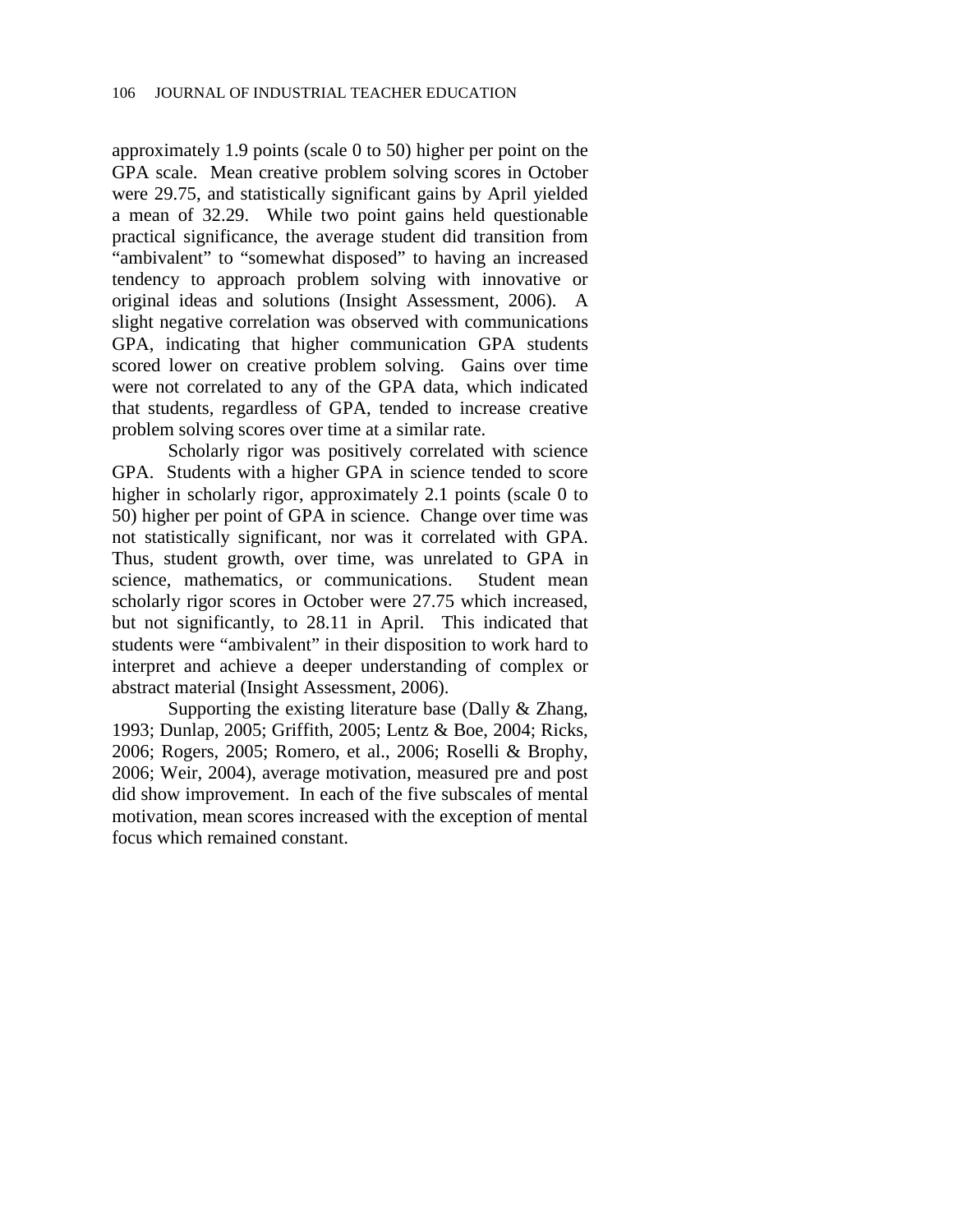approximately 1.9 points (scale 0 to 50) higher per point on the GPA scale. Mean creative problem solving scores in October were 29.75, and statistically significant gains by April yielded a mean of 32.29. While two point gains held questionable practical significance, the average student did transition from "ambivalent" to "somewhat disposed" to having an increased tendency to approach problem solving with innovative or original ideas and solutions (Insight Assessment, 2006). A slight negative correlation was observed with communications GPA, indicating that higher communication GPA students scored lower on creative problem solving. Gains over time were not correlated to any of the GPA data, which indicated that students, regardless of GPA, tended to increase creative problem solving scores over time at a similar rate.

Scholarly rigor was positively correlated with science GPA. Students with a higher GPA in science tended to score higher in scholarly rigor, approximately 2.1 points (scale 0 to 50) higher per point of GPA in science. Change over time was not statistically significant, nor was it correlated with GPA. Thus, student growth, over time, was unrelated to GPA in science, mathematics, or communications. Student mean scholarly rigor scores in October were 27.75 which increased, but not significantly, to 28.11 in April. This indicated that students were "ambivalent" in their disposition to work hard to interpret and achieve a deeper understanding of complex or abstract material (Insight Assessment, 2006).

Supporting the existing literature base (Dally & Zhang, 1993; Dunlap, 2005; Griffith, 2005; Lentz & Boe, 2004; Ricks, 2006; Rogers, 2005; Romero, et al., 2006; Roselli & Brophy, 2006; Weir, 2004), average motivation, measured pre and post did show improvement. In each of the five subscales of mental motivation, mean scores increased with the exception of mental focus which remained constant.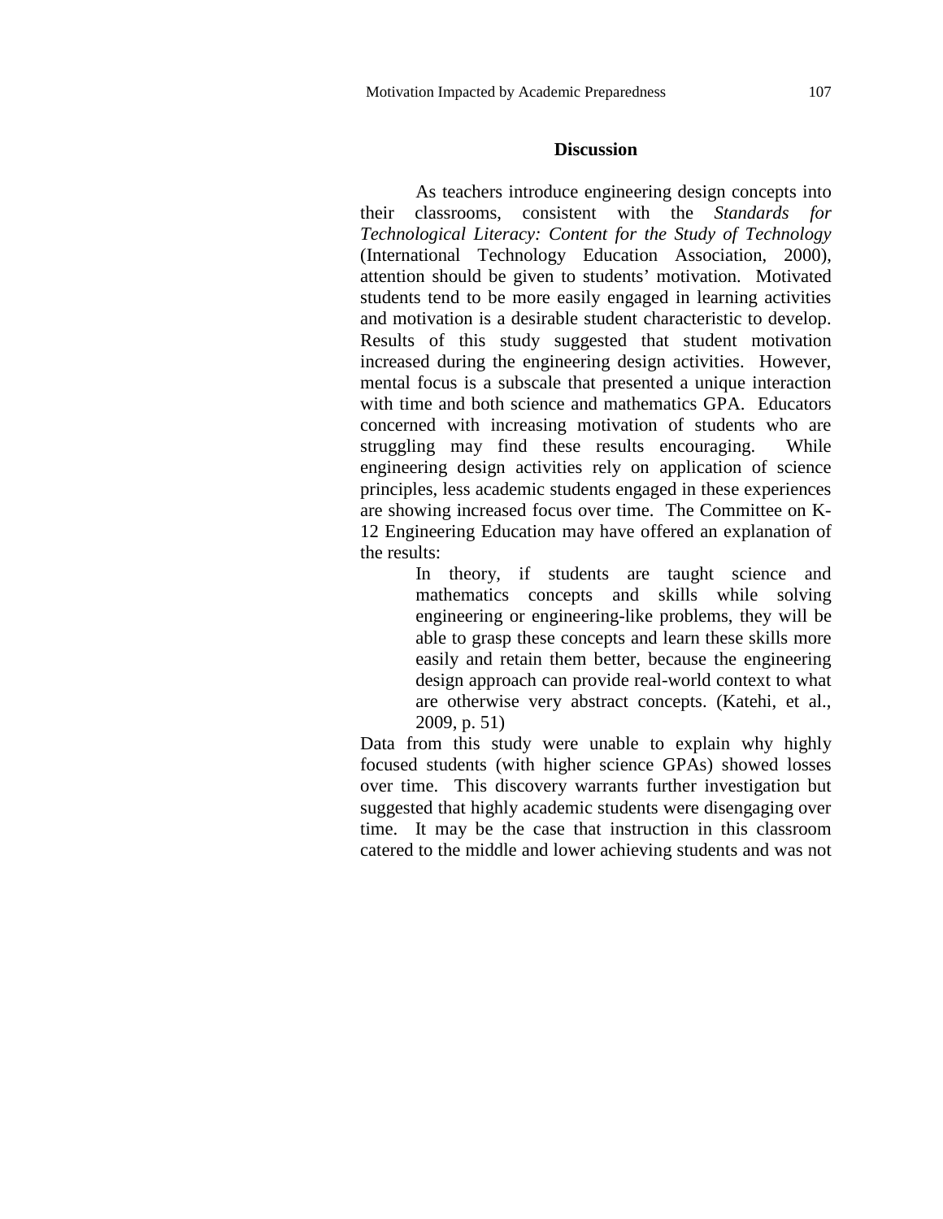## Discussion

As teachers introduce engineering design concepts into their classrooms, consistent with the *Standards for Technological Literacy: Content for the Study of Technology* (International Technology Education Association, 2000), attention should be given to students' motivation. Motivated students tend to be more easily engaged in learning activities and motivation is a desirable student characteristic to develop. Results of this study suggested that student motivation increased during the engineering design activities. However, mental focus is a subscale that presented a unique interaction with time and both science and mathematics GPA. Educators concerned with increasing motivation of students who are struggling may find these results encouraging. While engineering design activities rely on application of science principles, less academic students engaged in these experiences are showing increased focus over time. The Committee on K-12 Engineering Education may have offered an explanation of the results:

> In theory, if students are taught science and mathematics concepts and skills while solving engineering or engineering-like problems, they will be able to grasp these concepts and learn these skills more easily and retain them better, because the engineering design approach can provide real-world context to what are otherwise very abstract concepts. (Katehi, et al., 2009, p. 51)

Data from this study were unable to explain why highly focused students (with higher science GPAs) showed losses over time. This discovery warrants further investigation but suggested that highly academic students were disengaging over time. It may be the case that instruction in this classroom catered to the middle and lower achieving students and was not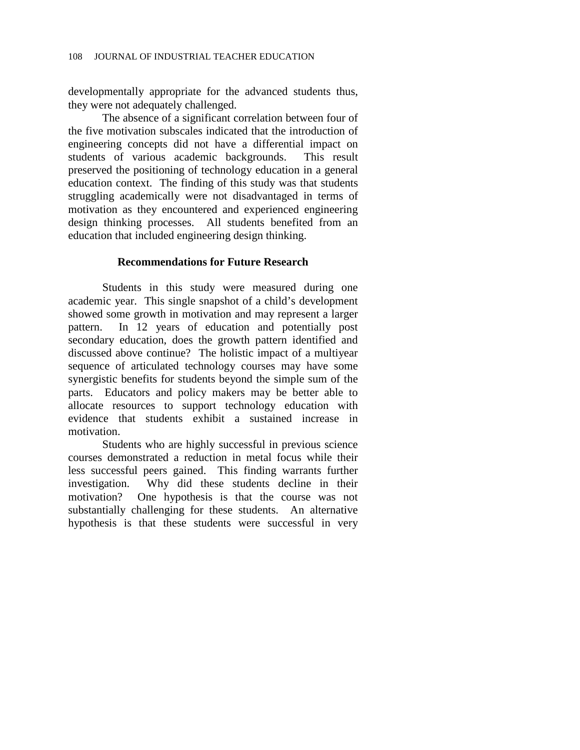developmentally appropriate for the advanced students thus, they were not adequately challenged.

The absence of a significant correlation between four of the five motivation subscales indicated that the introduction of engineering concepts did not have a differential impact on students of various academic backgrounds. This result preserved the positioning of technology education in a general education context. The finding of this study was that students struggling academically were not disadvantaged in terms of motivation as they encountered and experienced engineering design thinking processes. All students benefited from an education that included engineering design thinking.

## Recommendations for Future Research

Students in this study were measured during one academic year. This single snapshot of a child's development showed some growth in motivation and may represent a larger pattern. In 12 years of education and potentially post secondary education, does the growth pattern identified and discussed above continue? The holistic impact of a multiyear sequence of articulated technology courses may have some synergistic benefits for students beyond the simple sum of the parts. Educators and policy makers may be better able to allocate resources to support technology education with evidence that students exhibit a sustained increase in motivation.

Students who are highly successful in previous science courses demonstrated a reduction in metal focus while their less successful peers gained. This finding warrants further investigation. Why did these students decline in their motivation? One hypothesis is that the course was not substantially challenging for these students. An alternative hypothesis is that these students were successful in very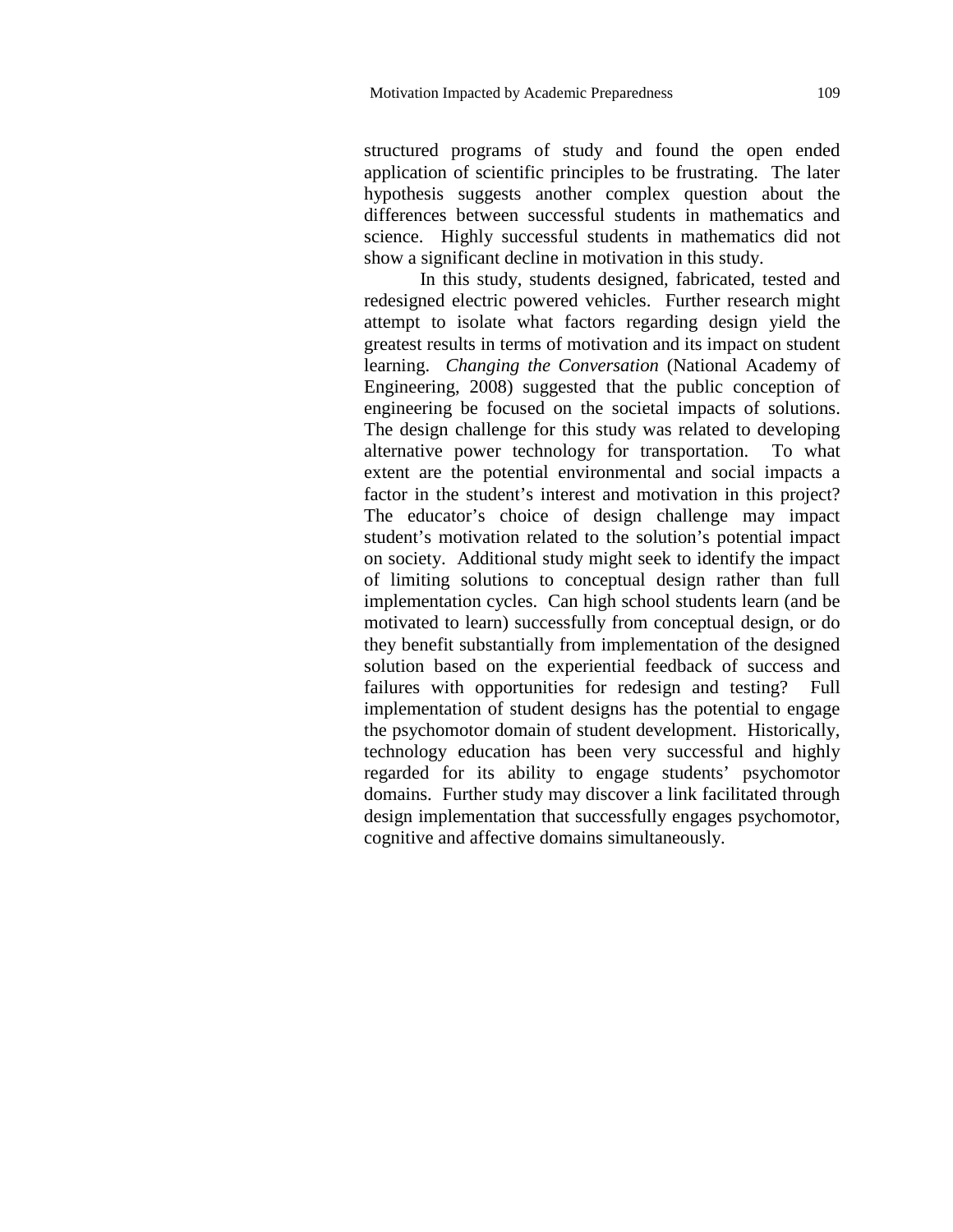structured programs of study and found the open ended application of scientific principles to be frustrating. The later hypothesis suggests another complex question about the differences between successful students in mathematics and science. Highly successful students in mathematics did not show a significant decline in motivation in this study.

In this study, students designed, fabricated, tested and redesigned electric powered vehicles. Further research might attempt to isolate what factors regarding design yield the greatest results in terms of motivation and its impact on student learning. *Changing the Conversation* (National Academy of Engineering, 2008) suggested that the public conception of engineering be focused on the societal impacts of solutions. The design challenge for this study was related to developing alternative power technology for transportation. To what extent are the potential environmental and social impacts a factor in the student's interest and motivation in this project? The educator's choice of design challenge may impact student's motivation related to the solution's potential impact on society. Additional study might seek to identify the impact of limiting solutions to conceptual design rather than full implementation cycles. Can high school students learn (and be motivated to learn) successfully from conceptual design, or do they benefit substantially from implementation of the designed solution based on the experiential feedback of success and failures with opportunities for redesign and testing? Full implementation of student designs has the potential to engage the psychomotor domain of student development. Historically, technology education has been very successful and highly regarded for its ability to engage students' psychomotor domains. Further study may discover a link facilitated through design implementation that successfully engages psychomotor, cognitive and affective domains simultaneously.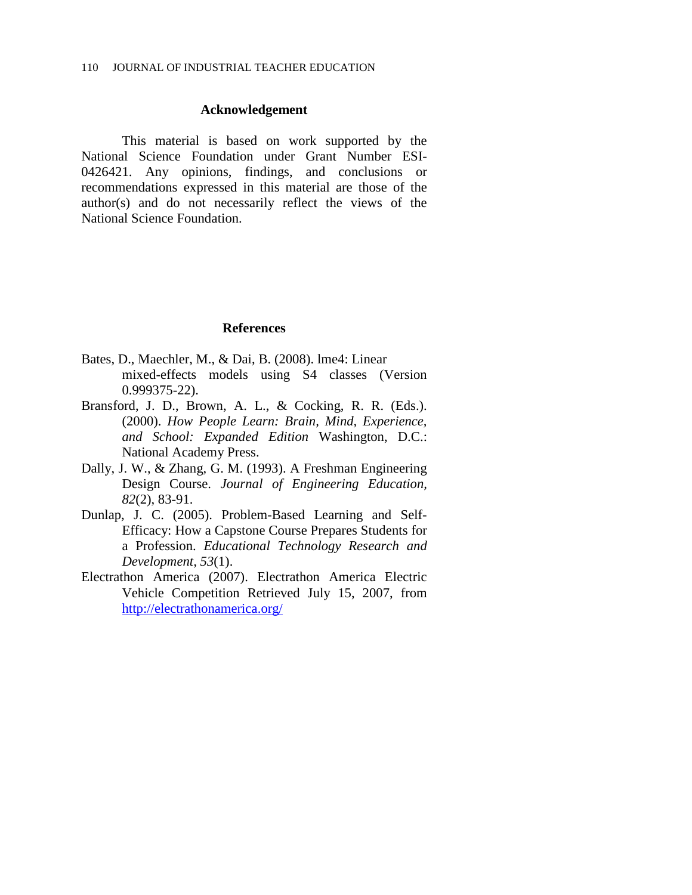## Acknowledgement

This material is based on work supported by the National Science Foundation under Grant Number ESI-0426421. Any opinions, findings, and conclusions or recommendations expressed in this material are those of the author(s) and do not necessarily reflect the views of the National Science Foundation.

## References

Bates, D., Maechler, M., & Dai, B. (2008). lme4: Linear mixed-effects models using S4 classes (Version 0.999375-22).

Bransford, J. D., Brown, A. L., & Cocking, R. R. (Eds.). (2000). *How People Learn: Brain, Mind, Experience, and School: Expanded Edition* Washington, D.C.: National Academy Press.

Dally, J. W., & Zhang, G. M. (1993). A Freshman Engineering Design Course. *Journal of Engineering Education, 82*(2), 83-91.

Dunlap, J. C. (2005). Problem-Based Learning and Self-Efficacy: How a Capstone Course Prepares Students for a Profession. *Educational Technology Research and Development, 53*(1).

Electrathon America (2007). Electrathon America Electric Vehicle Competition Retrieved July 15, 2007, from http://electrathonamerica.org/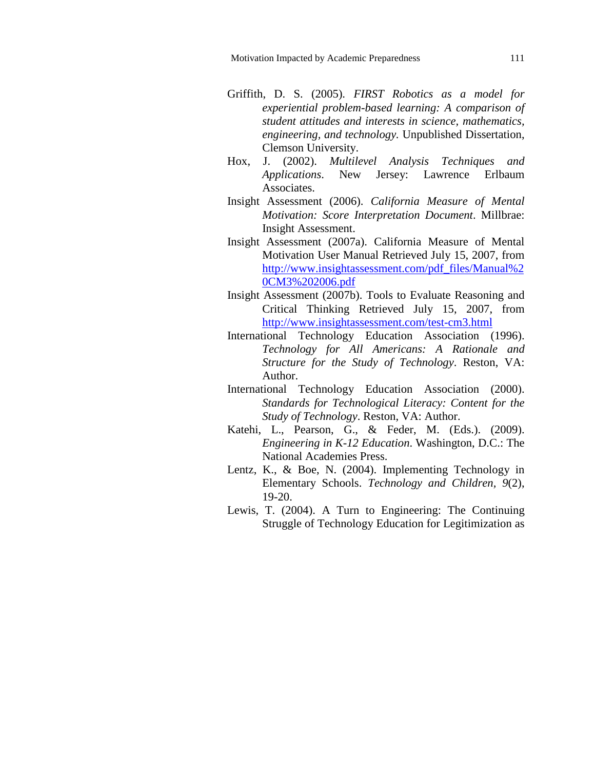Griffith, D. S. (2005). *FIRST Robotics as a model for experiential problem-based learning: A comparison of student attitudes and interests in science, mathematics, engineering, and technology.* Unpublished Dissertation, Clemson University.

Hox, J. (2002). *Multilevel Analysis Techniques and Applications*. New Jersey: Lawrence Erlbaum Associates.

Insight Assessment (2006). *California Measure of Mental Motivation: Score Interpretation Document*. Millbrae: Insight Assessment.

Insight Assessment (2007a). California Measure of Mental Motivation User Manual Retrieved July 15, 2007, from [http://www.insightassessment.com/pdf_files/Manual%20CM3%202006.pdf](http://www.insightassessment.com/pdf_files/Manual%20CM3%202006.pdf)

Insight Assessment (2007b). Tools to Evaluate Reasoning and Critical Thinking Retrieved July 15, 2007, from [http://www.insightassessment.com/test-cm3.html](http://www.insightassessment.com/test-cm3.html)

International Technology Education Association (1996). *Technology for All Americans: A Rationale and Structure for the Study of Technology*. Reston, VA: Author.

International Technology Education Association (2000). *Standards for Technological Literacy: Content for the Study of Technology*. Reston, VA: Author.

Katehi, L., Pearson, G., & Feder, M. (Eds.). (2009). *Engineering in K-12 Education*. Washington, D.C.: The National Academies Press.

Lentz, K., & Boe, N. (2004). Implementing Technology in Elementary Schools. *Technology and Children, 9*(2), 19-20.

Lewis, T. (2004). A Turn to Engineering: The Continuing Struggle of Technology Education for Legitimization as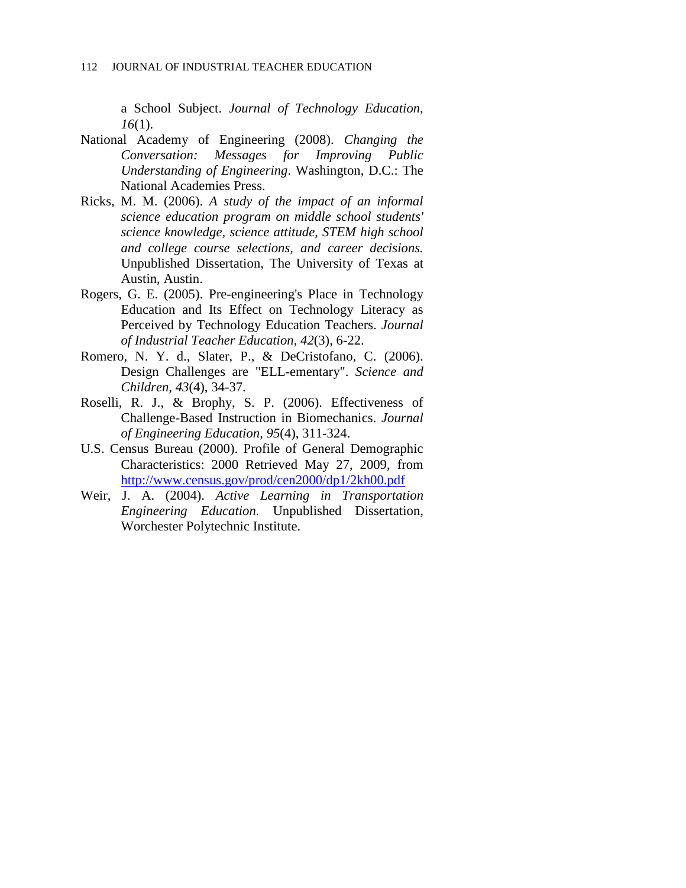a School Subject. *Journal of Technology Education, 16*(1).

National Academy of Engineering (2008). *Changing the Conversation: Messages for Improving Public Understanding of Engineering*. Washington, D.C.: The National Academies Press.

Ricks, M. M. (2006). *A study of the impact of an informal science education program on middle school students' science knowledge, science attitude, STEM high school and college course selections, and career decisions.* Unpublished Dissertation, The University of Texas at Austin, Austin.

Rogers, G. E. (2005). Pre-engineering's Place in Technology Education and Its Effect on Technology Literacy as Perceived by Technology Education Teachers. *Journal of Industrial Teacher Education*, *42*(3), 6-22.

Romero, N. Y. d., Slater, P., & DeCristofano, C. (2006). Design Challenges are "ELL-ementary". *Science and Children, 43*(4), 34-37.

Roselli, R. J., & Brophy, S. P. (2006). Effectiveness of Challenge-Based Instruction in Biomechanics. *Journal of Engineering Education, 95*(4), 311-324.

U.S. Census Bureau (2000). Profile of General Demographic Characteristics: 2000 Retrieved May 27, 2009, from http://www.census.gov/prod/cen2000/dp1/2kh00.pdf

Weir, J. A. (2004). *Active Learning in Transportation Engineering Education.* Unpublished Dissertation, Worchester Polytechnic Institute.